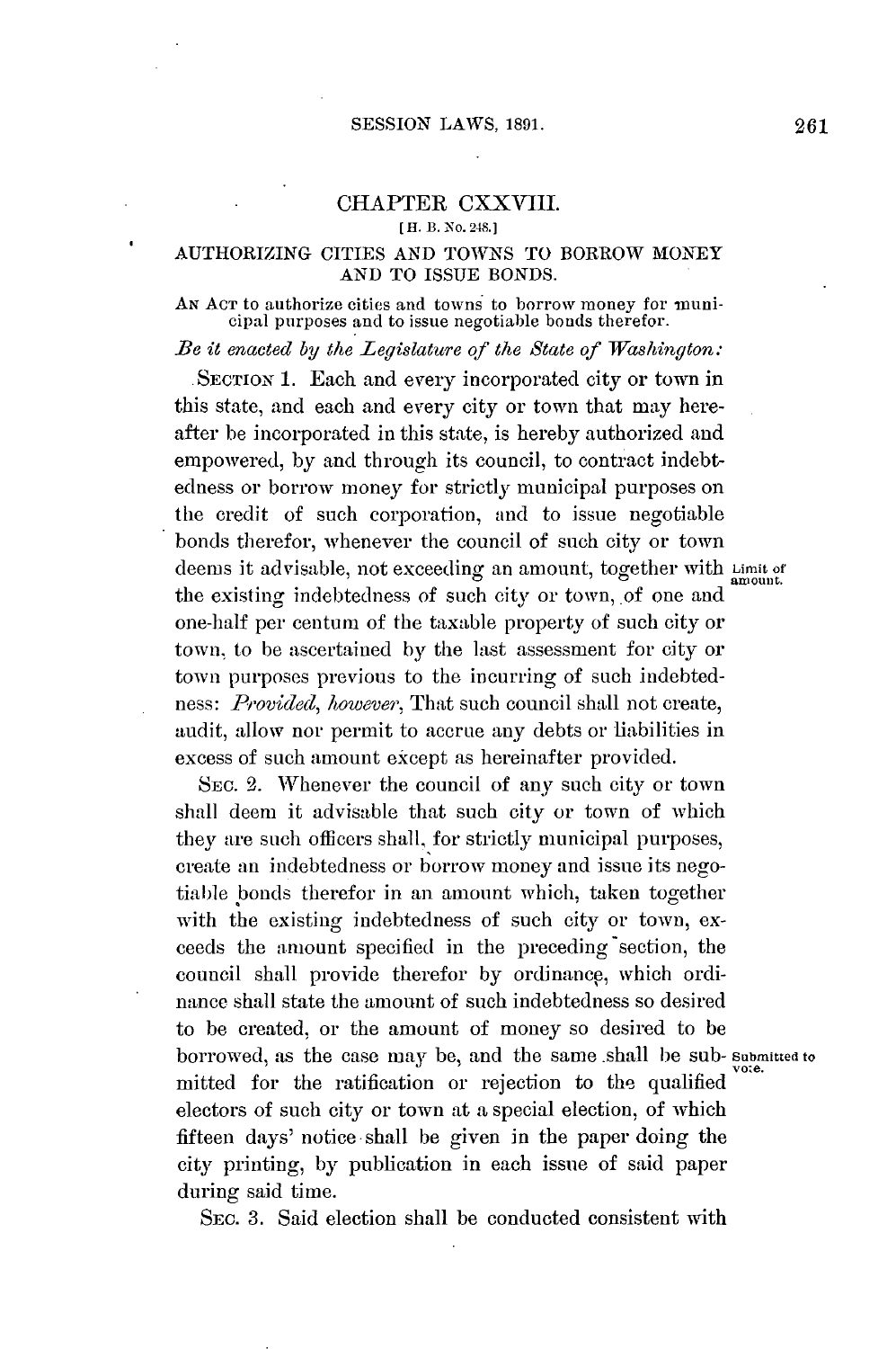# CHAPTER CXXVIII.

[H. B. No. 248.]

## AUTHORIZING CITIES AND TOWNS TO BORROW MONEY AND TO ISSUE BONDS.

AN ACT to authorize cities and towns to borrow money for municipal purposes and to issue negotiable bonds therefor.

*Be it enacted by the Legislature of the State of Washington:*

SECTION 1. Each and every incorporated city or town in this state, and each and every city or town that may hereafter be incorporated in this state, is hereby authorized and empowered, by and through its council, to contract indebtedness or borrow money for strictly municipal purposes on the credit of such corporation, and to issue negotiable bonds therefor, whenever the council of such city or town deems it advisable, not exceeding an amount, together with the existing indebtedness of such city or town, of one and one-half per centum of the taxable property of such city or town, to be ascertained by the last assessment for city or town purposes previous to the incurring of such indebtedness: *Provided, however*, That such council shall not create, audit, allow nor permit to accrue any debts or liabilities in excess of such amount except as hereinafter provided.

Limit of amount.

SEC. 2. Whenever the council of any such city or town shall deem it advisable that such city or town of which they are such officers shall, for strictly municipal purposes, create an indebtedness or borrow money and issue its negotiable bonds therefor in an amount which, taken together with the existing indebtedness of such city or town, exceeds the amount specified in the preceding section, the council shall provide therefor by ordinance, which ordinance shall state the amount of such indebtedness so desired to be created, or the amount of money so desired to be borrowed, as the case may be, and the same shall be submitted for the ratification or rejection to the qualified electors of such city or town at a special election, of which fifteen days' notice shall be given in the paper doing the city printing, by publication in each issue of said paper during said time.

Submitted to vote.

SEC. 3. Said election shall be conducted consistent with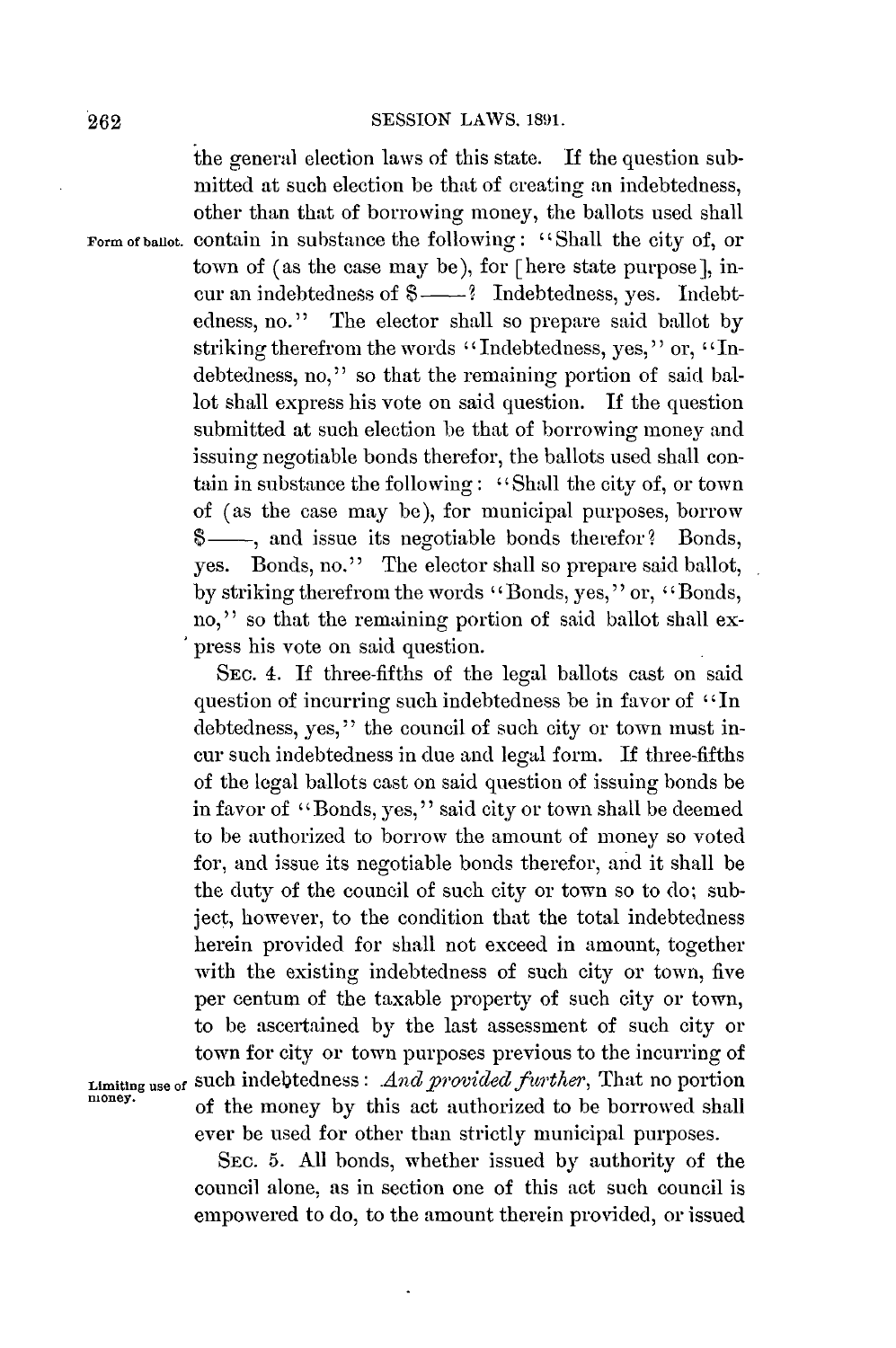the general election laws of this state. If the question submitted at such election be that of creating an indebtedness, other than that of borrowing money, the ballots used shall contain in substance the following: "Shall the city of, or town of (as the case may be), for [here state purpose], incur an indebtedness of $——? Indebtedness, yes. Indebtedness, no." The elector shall so prepare said ballot by striking therefrom the words "Indebtedness, yes," or, "Indebtedness, no," so that the remaining portion of said ballot shall express his vote on said question. If the question submitted at such election be that of borrowing money and issuing negotiable bonds therefor, the ballots used shall contain in substance the following: "Shall the city of, or town of (as the case may be), for municipal purposes, borrow $——, and issue its negotiable bonds therefor? Bonds, yes. Bonds, no." The elector shall so prepare said ballot, by striking therefrom the words "Bonds, yes," or, "Bonds, no," so that the remaining portion of said ballot shall express his vote on said question.

Form of ballot.

SEC. 4. If three-fifths of the legal ballots cast on said question of incurring such indebtedness be in favor of "Indebtedness, yes," the council of such city or town must incur such indebtedness in due and legal form. If three-fifths of the legal ballots cast on said question of issuing bonds be in favor of "Bonds, yes," said city or town shall be deemed to be authorized to borrow the amount of money so voted for, and issue its negotiable bonds therefor, and it shall be the duty of the council of such city or town so to do; subject, however, to the condition that the total indebtedness herein provided for shall not exceed in amount, together with the existing indebtedness of such city or town, five per centum of the taxable property of such city or town, to be ascertained by the last assessment of such city or town for city or town purposes previous to the incurring of such indebtedness: *And provided further*, That no portion of the money by this act authorized to be borrowed shall ever be used for other than strictly municipal purposes.

Limiting use of money.

SEC. 5. All bonds, whether issued by authority of the council alone, as in section one of this act such council is empowered to do, to the amount therein provided, or issued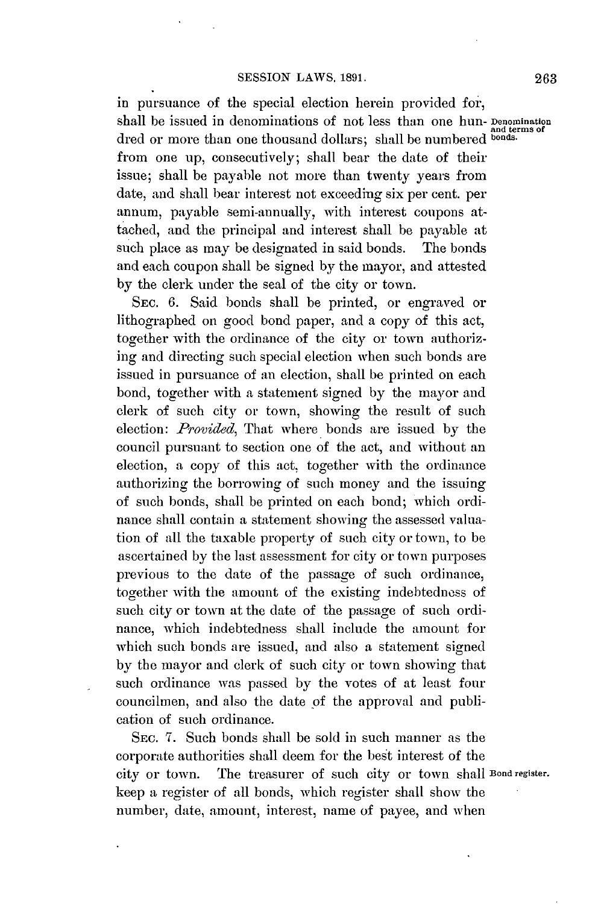in pursuance of the special election herein provided for, shall be issued in denominations of not less than one hundred or more than one thousand dollars; shall be numbered from one up, consecutively; shall bear the date of their issue; shall be payable not more than twenty years from date, and shall bear interest not exceeding six per cent. per annum, payable semi-annually, with interest coupons attached, and the principal and interest shall be payable at such place as may be designated in said bonds. The bonds and each coupon shall be signed by the mayor, and attested by the clerk under the seal of the city or town.

*Denomination and terms of bonds.*

SEC. 6. Said bonds shall be printed, or engraved or lithographed on good bond paper, and a copy of this act, together with the ordinance of the city or town authorizing and directing such special election when such bonds are issued in pursuance of an election, shall be printed on each bond, together with a statement signed by the mayor and clerk of such city or town, showing the result of such election: *Provided*, That where bonds are issued by the council pursuant to section one of the act, and without an election, a copy of this act, together with the ordinance authorizing the borrowing of such money and the issuing of such bonds, shall be printed on each bond; which ordinance shall contain a statement showing the assessed valuation of all the taxable property of such city or town, to be ascertained by the last assessment for city or town purposes previous to the date of the passage of such ordinance, together with the amount of the existing indebtedness of such city or town at the date of the passage of such ordinance, which indebtedness shall include the amount for which such bonds are issued, and also a statement signed by the mayor and clerk of such city or town showing that such ordinance was passed by the votes of at least four councilmen, and also the date of the approval and publication of such ordinance.

SEC. 7. Such bonds shall be sold in such manner as the corporate authorities shall deem for the best interest of the city or town. The treasurer of such city or town shall keep a register of all bonds, which register shall show the number, date, amount, interest, name of payee, and when

*Bond register.*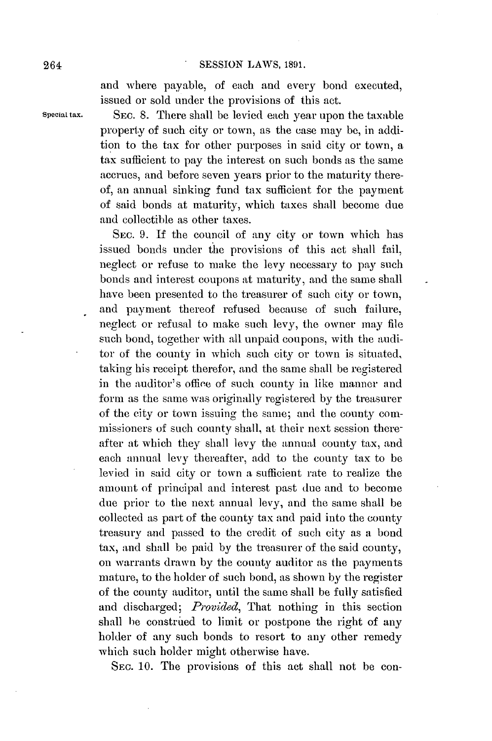and where payable, of each and every bond executed, issued or sold under the provisions of this act.

Special tax. SEC. 8. There shall be levied each year upon the taxable property of such city or town, as the case may be, in addition to the tax for other purposes in said city or town, a tax sufficient to pay the interest on such bonds as the same accrues, and before seven years prior to the maturity thereof, an annual sinking fund tax sufficient for the payment of said bonds at maturity, which taxes shall become due and collectible as other taxes.

SEC. 9. If the council of any city or town which has issued bonds under the provisions of this act shall fail, neglect or refuse to make the levy necessary to pay such bonds and interest coupons at maturity, and the same shall have been presented to the treasurer of such city or town, and payment thereof refused because of such failure, neglect or refusal to make such levy, the owner may file such bond, together with all unpaid coupons, with the auditor of the county in which such city or town is situated, taking his receipt therefor, and the same shall be registered in the auditor's office of such county in like manner and form as the same was originally registered by the treasurer of the city or town issuing the same; and the county commissioners of such county shall, at their next session thereafter at which they shall levy the annual county tax, and each annual levy thereafter, add to the county tax to be levied in said city or town a sufficient rate to realize the amount of principal and interest past due and to become due prior to the next annual levy, and the same shall be collected as part of the county tax and paid into the county treasury and passed to the credit of such city as a bond tax, and shall be paid by the treasurer of the said county, on warrants drawn by the county auditor as the payments mature, to the holder of such bond, as shown by the register of the county auditor, until the same shall be fully satisfied and discharged; *Provided*, That nothing in this section shall be construed to limit or postpone the right of any holder of any such bonds to resort to any other remedy which such holder might otherwise have.

SEC. 10. The provisions of this act shall not be con-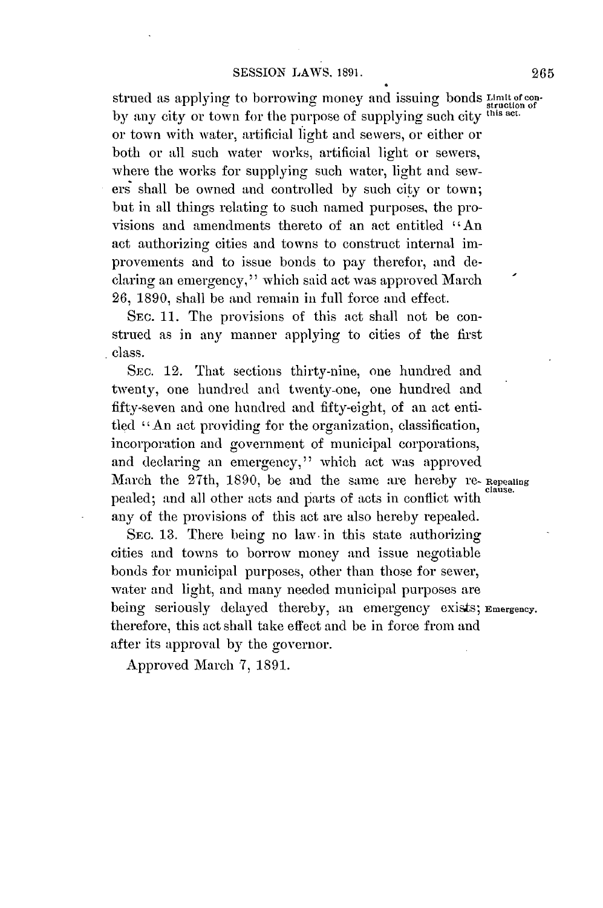strued as applying to borrowing money and issuing bonds by any city or town for the purpose of supplying such city or town with water, artificial light and sewers, or either or both or all such water works, artificial light or sewers, where the works for supplying such water, light and sewers shall be owned and controlled by such city or town; but in all things relating to such named purposes, the provisions and amendments thereto of an act entitled "An act authorizing cities and towns to construct internal improvements and to issue bonds to pay therefor, and declaring an emergency," which said act was approved March 26, 1890, shall be and remain in full force and effect.

*Limit of construction of this act.*

SEC. 11. The provisions of this act shall not be construed as in any manner applying to cities of the first class.

SEC. 12. That sections thirty-nine, one hundred and twenty, one hundred and twenty-one, one hundred and fifty-seven and one hundred and fifty-eight, of an act entitled "An act providing for the organization, classification, incorporation and government of municipal corporations, and declaring an emergency," which act was approved March the 27th, 1890, be and the same are hereby repealed; and all other acts and parts of acts in conflict with any of the provisions of this act are also hereby repealed.

*Repealing clause.*

SEC. 13. There being no law in this state authorizing cities and towns to borrow money and issue negotiable bonds for municipal purposes, other than those for sewer, water and light, and many needed municipal purposes are being seriously delayed thereby, an emergency exists; therefore, this act shall take effect and be in force from and after its approval by the governor.

*Emergency.*

Approved March 7, 1891.